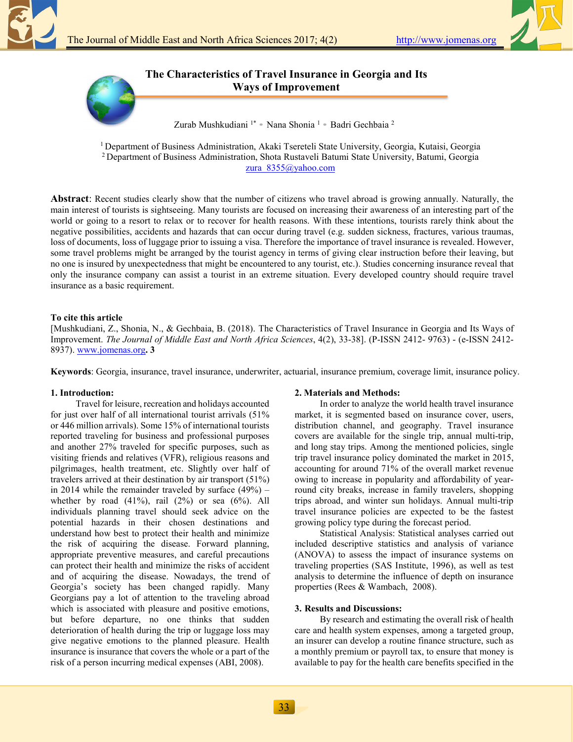# The Characteristics of Travel Insurance in Georgia and Its Ways of Improvement

Zurab Mushkudiani [1*] • Nana Shonia [1] • Badri Gechbaia [2]

[1] Department of Business Administration, Akaki Tsereteli State University, Georgia, Kutaisi, Georgia
[2] Department of Business Administration, Shota Rustaveli Batumi State University, Batumi, Georgia
zura_8355@yahoo.com

**Abstract**: Recent studies clearly show that the number of citizens who travel abroad is growing annually. Naturally, the main interest of tourists is sightseeing. Many tourists are focused on increasing their awareness of an interesting part of the world or going to a resort to relax or to recover for health reasons. With these intentions, tourists rarely think about the negative possibilities, accidents and hazards that can occur during travel (e.g. sudden sickness, fractures, various traumas, loss of documents, loss of luggage prior to issuing a visa. Therefore the importance of travel insurance is revealed. However, some travel problems might be arranged by the tourist agency in terms of giving clear instruction before their leaving, but no one is insured by unexpectedness that might be encountered to any tourist, etc.). Studies concerning insurance reveal that only the insurance company can assist a tourist in an extreme situation. Every developed country should require travel insurance as a basic requirement.

**To cite this article**
[Mushkudiani, Z., Shonia, N., & Gechbaia, B. (2018). The Characteristics of Travel Insurance in Georgia and Its Ways of Improvement. *The Journal of Middle East and North Africa Sciences*, 4(2), 33-38]. (P-ISSN 2412- 9763) - (e-ISSN 2412-8937). www.jomenas.org. **3**

**Keywords**: Georgia, insurance, travel insurance, underwriter, actuarial, insurance premium, coverage limit, insurance policy.

## 1. Introduction:

Travel for leisure, recreation and holidays accounted for just over half of all international tourist arrivals (51% or 446 million arrivals). Some 15% of international tourists reported traveling for business and professional purposes and another 27% traveled for specific purposes, such as visiting friends and relatives (VFR), religious reasons and pilgrimages, health treatment, etc. Slightly over half of travelers arrived at their destination by air transport (51%) in 2014 while the remainder traveled by surface (49%) – whether by road (41%), rail (2%) or sea (6%). All individuals planning travel should seek advice on the potential hazards in their chosen destinations and understand how best to protect their health and minimize the risk of acquiring the disease. Forward planning, appropriate preventive measures, and careful precautions can protect their health and minimize the risks of accident and of acquiring the disease. Nowadays, the trend of Georgia's society has been changed rapidly. Many Georgians pay a lot of attention to the traveling abroad which is associated with pleasure and positive emotions, but before departure, no one thinks that sudden deterioration of health during the trip or luggage loss may give negative emotions to the planned pleasure. Health insurance is insurance that covers the whole or a part of the risk of a person incurring medical expenses (ABI, 2008).

## 2. Materials and Methods:

In order to analyze the world health travel insurance market, it is segmented based on insurance cover, users, distribution channel, and geography. Travel insurance covers are available for the single trip, annual multi-trip, and long stay trips. Among the mentioned policies, single trip travel insurance policy dominated the market in 2015, accounting for around 71% of the overall market revenue owing to increase in popularity and affordability of year-round city breaks, increase in family travelers, shopping trips abroad, and winter sun holidays. Annual multi-trip travel insurance policies are expected to be the fastest growing policy type during the forecast period.

Statistical Analysis: Statistical analyses carried out included descriptive statistics and analysis of variance (ANOVA) to assess the impact of insurance systems on traveling properties (SAS Institute, 1996), as well as test analysis to determine the influence of depth on insurance properties (Rees & Wambach, 2008).

## 3. Results and Discussions:

By research and estimating the overall risk of health care and health system expenses, among a targeted group, an insurer can develop a routine finance structure, such as a monthly premium or payroll tax, to ensure that money is available to pay for the health care benefits specified in the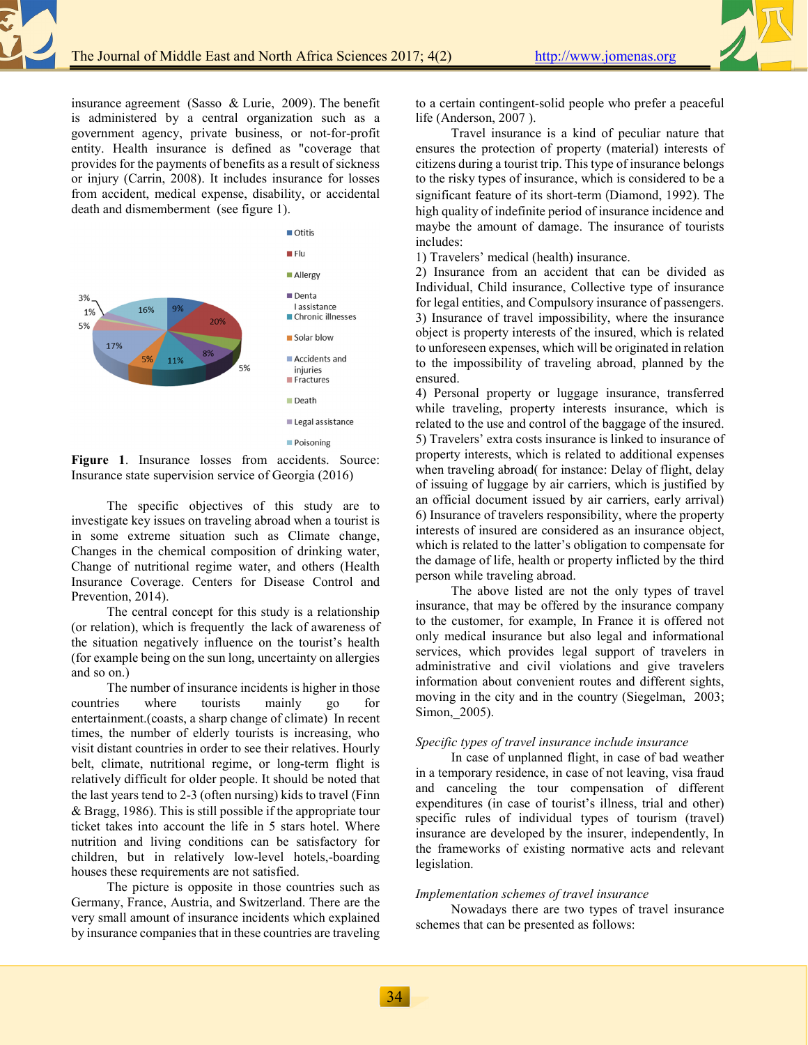insurance agreement (Sasso & Lurie, 2009). The benefit is administered by a central organization such as a government agency, private business, or not-for-profit entity. Health insurance is defined as "coverage that provides for the payments of benefits as a result of sickness or injury (Carrin, 2008). It includes insurance for losses from accident, medical expense, disability, or accidental death and dismemberment (see figure 1).

**Figure 1**. Insurance losses from accidents. Source: Insurance state supervision service of Georgia (2016)

The specific objectives of this study are to investigate key issues on traveling abroad when a tourist is in some extreme situation such as Climate change, Changes in the chemical composition of drinking water, Change of nutritional regime water, and others (Health Insurance Coverage. Centers for Disease Control and Prevention, 2014).

The central concept for this study is a relationship (or relation), which is frequently the lack of awareness of the situation negatively influence on the tourist's health (for example being on the sun long, uncertainty on allergies and so on.)

The number of insurance incidents is higher in those countries where tourists mainly go for entertainment.(coasts, a sharp change of climate) In recent times, the number of elderly tourists is increasing, who visit distant countries in order to see their relatives. Hourly belt, climate, nutritional regime, or long-term flight is relatively difficult for older people. It should be noted that the last years tend to 2-3 (often nursing) kids to travel (Finn & Bragg, 1986). This is still possible if the appropriate tour ticket takes into account the life in 5 stars hotel. Where nutrition and living conditions can be satisfactory for children, but in relatively low-level hotels,-boarding houses these requirements are not satisfied.

The picture is opposite in those countries such as Germany, France, Austria, and Switzerland. There are the very small amount of insurance incidents which explained by insurance companies that in these countries are traveling to a certain contingent-solid people who prefer a peaceful life (Anderson, 2007 ).

Travel insurance is a kind of peculiar nature that ensures the protection of property (material) interests of citizens during a tourist trip. This type of insurance belongs to the risky types of insurance, which is considered to be a significant feature of its short-term (Diamond, 1992). The high quality of indefinite period of insurance incidence and maybe the amount of damage. The insurance of tourists includes:

1) Travelers' medical (health) insurance.
2) Insurance from an accident that can be divided as Individual, Child insurance, Collective type of insurance for legal entities, and Compulsory insurance of passengers.
3) Insurance of travel impossibility, where the insurance object is property interests of the insured, which is related to unforeseen expenses, which will be originated in relation to the impossibility of traveling abroad, planned by the ensured.
4) Personal property or luggage insurance, transferred while traveling, property interests insurance, which is related to the use and control of the baggage of the insured.
5) Travelers' extra costs insurance is linked to insurance of property interests, which is related to additional expenses when traveling abroad( for instance: Delay of flight, delay of issuing of luggage by air carriers, which is justified by an official document issued by air carriers, early arrival)
6) Insurance of travelers responsibility, where the property interests of insured are considered as an insurance object, which is related to the latter's obligation to compensate for the damage of life, health or property inflicted by the third person while traveling abroad.

The above listed are not the only types of travel insurance, that may be offered by the insurance company to the customer, for example, In France it is offered not only medical insurance but also legal and informational services, which provides legal support of travelers in administrative and civil violations and give travelers information about convenient routes and different sights, moving in the city and in the country (Siegelman, 2003; Simon,_2005).

*Specific types of travel insurance include insurance*

In case of unplanned flight, in case of bad weather in a temporary residence, in case of not leaving, visa fraud and canceling the tour compensation of different expenditures (in case of tourist's illness, trial and other) specific rules of individual types of tourism (travel) insurance are developed by the insurer, independently, In the frameworks of existing normative acts and relevant legislation.

*Implementation schemes of travel insurance*

Nowadays there are two types of travel insurance schemes that can be presented as follows: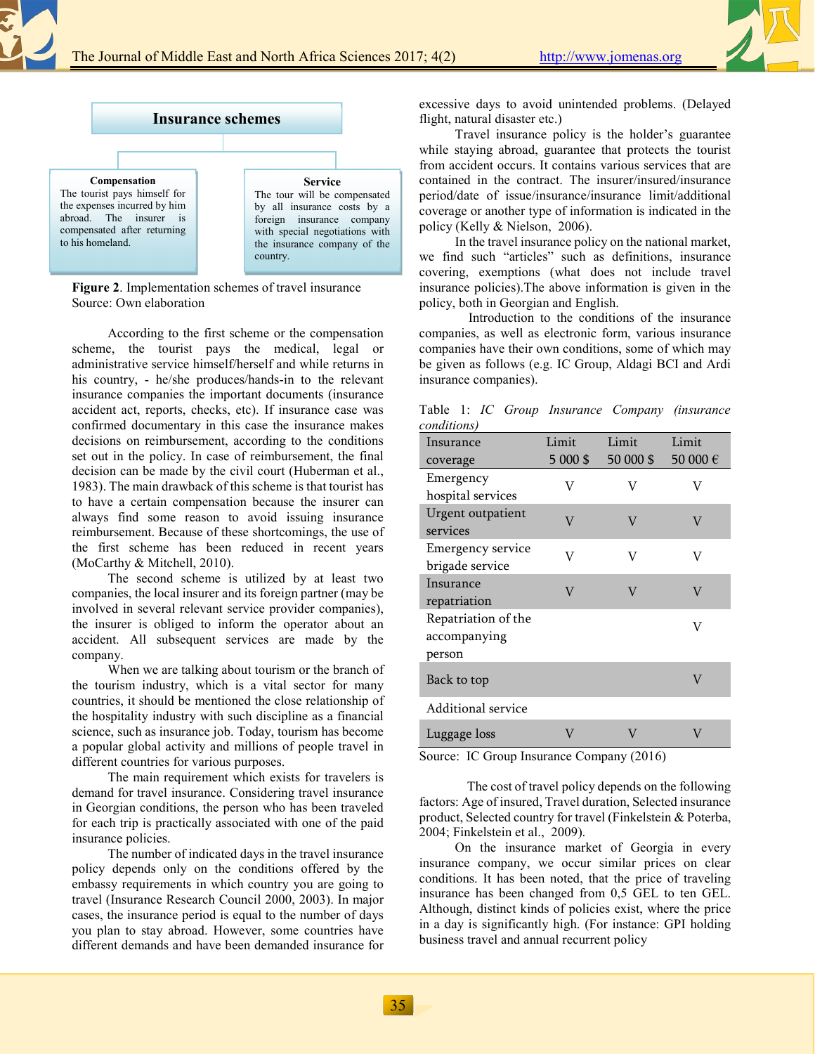**Insurance schemes**

**Compensation**
The tourist pays himself for the expenses incurred by him abroad. The insurer is compensated after returning to his homeland.

**Service**
The tour will be compensated by all insurance costs by a foreign insurance company with special negotiations with the insurance company of the country.

**Figure 2**. Implementation schemes of travel insurance
Source: Own elaboration

According to the first scheme or the compensation scheme, the tourist pays the medical, legal or administrative service himself/herself and while returns in his country, - he/she produces/hands-in to the relevant insurance companies the important documents (insurance accident act, reports, checks, etc). If insurance case was confirmed documentary in this case the insurance makes decisions on reimbursement, according to the conditions set out in the policy. In case of reimbursement, the final decision can be made by the civil court (Huberman et al., 1983). The main drawback of this scheme is that tourist has to have a certain compensation because the insurer can always find some reason to avoid issuing insurance reimbursement. Because of these shortcomings, the use of the first scheme has been reduced in recent years (MoCarthy & Mitchell, 2010).

The second scheme is utilized by at least two companies, the local insurer and its foreign partner (may be involved in several relevant service provider companies), the insurer is obliged to inform the operator about an accident. All subsequent services are made by the company.

When we are talking about tourism or the branch of the tourism industry, which is a vital sector for many countries, it should be mentioned the close relationship of the hospitality industry with such discipline as a financial science, such as insurance job. Today, tourism has become a popular global activity and millions of people travel in different countries for various purposes.

The main requirement which exists for travelers is demand for travel insurance. Considering travel insurance in Georgian conditions, the person who has been traveled for each trip is practically associated with one of the paid insurance policies.

The number of indicated days in the travel insurance policy depends only on the conditions offered by the embassy requirements in which country you are going to travel (Insurance Research Council 2000, 2003). In major cases, the insurance period is equal to the number of days you plan to stay abroad. However, some countries have different demands and have been demanded insurance for excessive days to avoid unintended problems. (Delayed flight, natural disaster etc.)

Travel insurance policy is the holder's guarantee while staying abroad, guarantee that protects the tourist from accident occurs. It contains various services that are contained in the contract. The insurer/insured/insurance period/date of issue/insurance/insurance limit/additional coverage or another type of information is indicated in the policy (Kelly & Nielson, 2006).

In the travel insurance policy on the national market, we find such "articles" such as definitions, insurance covering, exemptions (what does not include travel insurance policies).The above information is given in the policy, both in Georgian and English.

Introduction to the conditions of the insurance companies, as well as electronic form, various insurance companies have their own conditions, some of which may be given as follows (e.g. IC Group, Aldagi BCI and Ardi insurance companies).

Table 1: *IC Group Insurance Company (insurance conditions)*

| Insurance coverage | Limit 5 000 $ | Limit 50 000 $ | Limit 50 000 € |
|---|---|---|---|
| Emergency hospital services | V | V | V |
| Urgent outpatient services | V | V | V |
| Emergency service brigade service | V | V | V |
| Insurance repatriation | V | V | V |
| Repatriation of the accompanying person | | | V |
| Back to top | | | V |
| Additional service | | | |
| Luggage loss | V | V | V |

Source: IC Group Insurance Company (2016)

The cost of travel policy depends on the following factors: Age of insured, Travel duration, Selected insurance product, Selected country for travel (Finkelstein & Poterba, 2004; Finkelstein et al., 2009).

On the insurance market of Georgia in every insurance company, we occur similar prices on clear conditions. It has been noted, that the price of traveling insurance has been changed from 0,5 GEL to ten GEL. Although, distinct kinds of policies exist, where the price in a day is significantly high. (For instance: GPI holding business travel and annual recurrent policy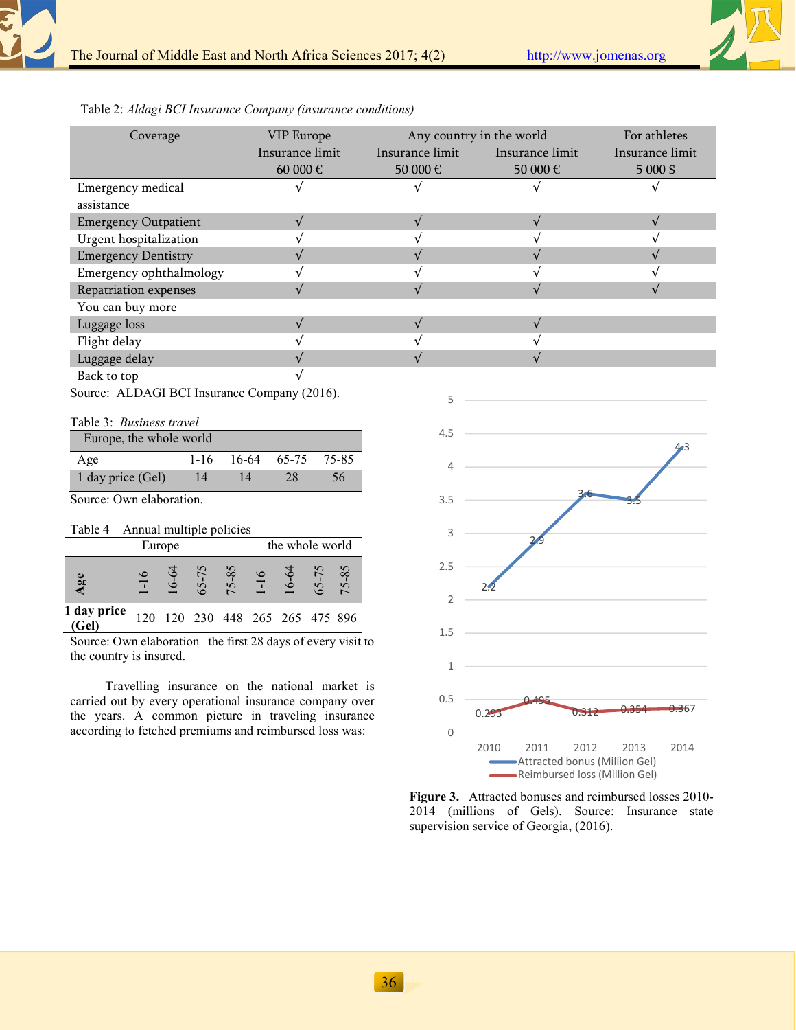Table 2: *Aldagi BCI Insurance Company (insurance conditions)*

| Coverage | VIP Europe Insurance limit 60 000 € | Any country in the world Insurance limit 50 000 € | Insurance limit 50 000 € | For athletes Insurance limit 5 000 $ |
|---|---|---|---|---|
| Emergency medical assistance | √ | √ | √ | √ |
| Emergency Outpatient | √ | √ | √ | √ |
| Urgent hospitalization | √ | √ | √ | √ |
| Emergency Dentistry | √ | √ | √ | √ |
| Emergency ophthalmology | √ | √ | √ | √ |
| Repatriation expenses | √ | √ | √ | √ |
| You can buy more | | | | |
| Luggage loss | √ | √ | √ | |
| Flight delay | √ | √ | √ | |
| Luggage delay | √ | √ | √ | |
| Back to top | √ | | | |

Source: ALDAGI BCI Insurance Company (2016).

Table 3: *Business travel*

| Europe, the whole world | | | | |
|---|---|---|---|---|
| Age | 1-16 | 16-64 | 65-75 | 75-85 |
| 1 day price (Gel) | 14 | 14 | 28 | 56 |

Source: Own elaboration.

Table 4 Annual multiple policies

| | Europe | | | | the whole world | | | |
|---|---|---|---|---|---|---|---|---|
| **Age** | 1-16 | 16-64 | 65-75 | 75-85 | 1-16 | 16-64 | 65-75 | 75-85 |
| **1 day price (Gel)** | 120 | 120 | 230 | 448 | 265 | 265 | 475 | 896 |

Source: Own elaboration the first 28 days of every visit to the country is insured.

Travelling insurance on the national market is carried out by every operational insurance company over the years. A common picture in traveling insurance according to fetched premiums and reimbursed loss was:

**Figure 3.** Attracted bonuses and reimbursed losses 2010-2014 (millions of Gels). Source: Insurance state supervision service of Georgia, (2016).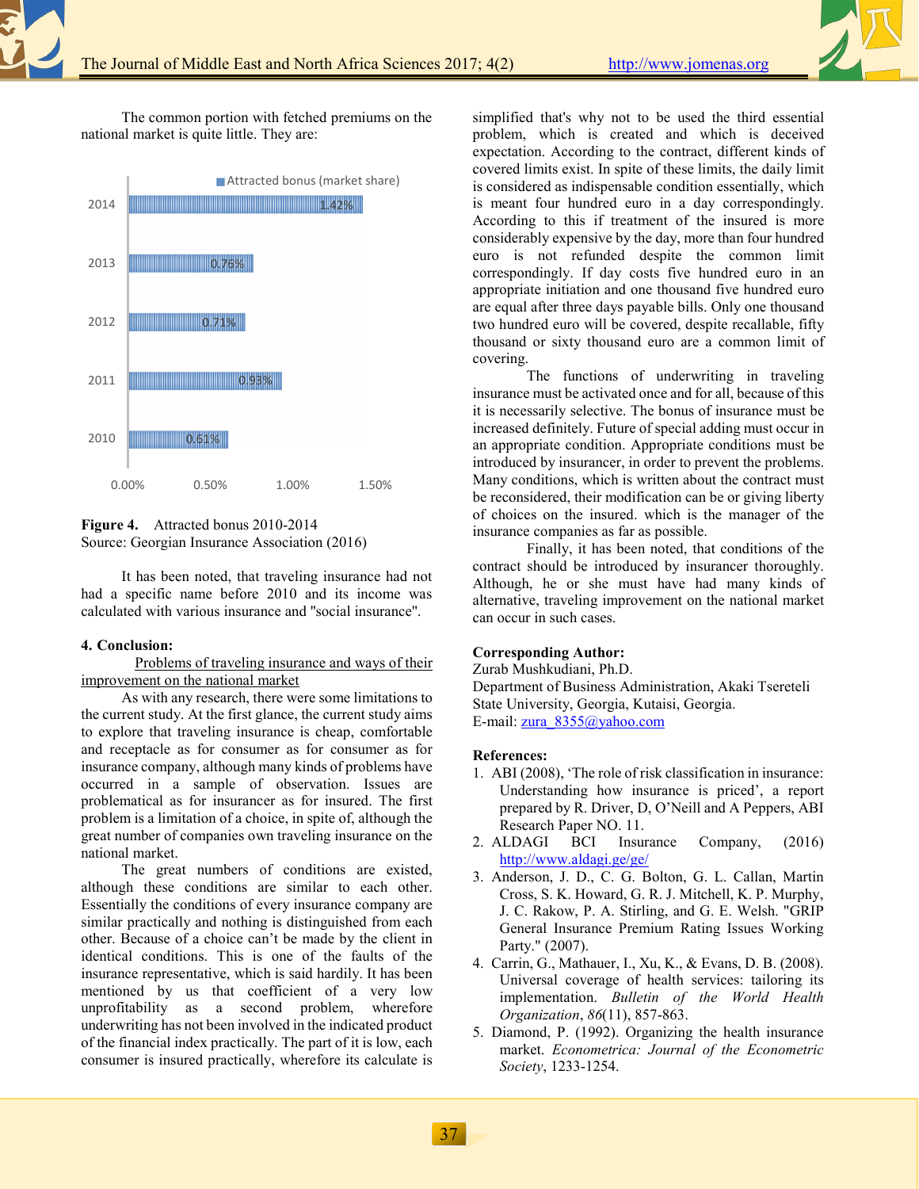The common portion with fetched premiums on the national market is quite little. They are:

| Year | Attracted bonus (market share) |
|---|---|
| 2014 | 1.42% |
| 2013 | 0.76% |
| 2012 | 0.71% |
| 2011 | 0.93% |
| 2010 | 0.61% |

**Figure 4.** Attracted bonus 2010-2014
Source: Georgian Insurance Association (2016)

It has been noted, that traveling insurance had not had a specific name before 2010 and its income was calculated with various insurance and "social insurance".

## 4. Conclusion:

Problems of traveling insurance and ways of their improvement on the national market

As with any research, there were some limitations to the current study. At the first glance, the current study aims to explore that traveling insurance is cheap, comfortable and receptacle as for consumer as for consumer as for insurance company, although many kinds of problems have occurred in a sample of observation. Issues are problematical as for insurancer as for insured. The first problem is a limitation of a choice, in spite of, although the great number of companies own traveling insurance on the national market.

The great numbers of conditions are existed, although these conditions are similar to each other. Essentially the conditions of every insurance company are similar practically and nothing is distinguished from each other. Because of a choice can't be made by the client in identical conditions. This is one of the faults of the insurance representative, which is said hardily. It has been mentioned by us that coefficient of a very low unprofitability as a second problem, wherefore underwriting has not been involved in the indicated product of the financial index practically. The part of it is low, each consumer is insured practically, wherefore its calculate is simplified that's why not to be used the third essential problem, which is created and which is deceived expectation. According to the contract, different kinds of covered limits exist. In spite of these limits, the daily limit is considered as indispensable condition essentially, which is meant four hundred euro in a day correspondingly. According to this if treatment of the insured is more considerably expensive by the day, more than four hundred euro is not refunded despite the common limit correspondingly. If day costs five hundred euro in an appropriate initiation and one thousand five hundred euro are equal after three days payable bills. Only one thousand two hundred euro will be covered, despite recallable, fifty thousand or sixty thousand euro are a common limit of covering.

The functions of underwriting in traveling insurance must be activated once and for all, because of this it is necessarily selective. The bonus of insurance must be increased definitely. Future of special adding must occur in an appropriate condition. Appropriate conditions must be introduced by insurancer, in order to prevent the problems. Many conditions, which is written about the contract must be reconsidered, their modification can be or giving liberty of choices on the insured. which is the manager of the insurance companies as far as possible.

Finally, it has been noted, that conditions of the contract should be introduced by insurancer thoroughly. Although, he or she must have had many kinds of alternative, traveling improvement on the national market can occur in such cases.

**Corresponding Author:**
Zurab Mushkudiani, Ph.D.
Department of Business Administration, Akaki Tsereteli State University, Georgia, Kutaisi, Georgia.
E-mail: zura_8355@yahoo.com

**References:**

1. ABI (2008), 'The role of risk classification in insurance: Understanding how insurance is priced', a report prepared by R. Driver, D, O'Neill and A Peppers, ABI Research Paper NO. 11.
2. ALDAGI BCI Insurance Company, (2016) http://www.aldagi.ge/ge/
3. Anderson, J. D., C. G. Bolton, G. L. Callan, Martin Cross, S. K. Howard, G. R. J. Mitchell, K. P. Murphy, J. C. Rakow, P. A. Stirling, and G. E. Welsh. "GRIP General Insurance Premium Rating Issues Working Party." (2007).
4. Carrin, G., Mathauer, I., Xu, K., & Evans, D. B. (2008). Universal coverage of health services: tailoring its implementation. *Bulletin of the World Health Organization*, *86*(11), 857-863.
5. Diamond, P. (1992). Organizing the health insurance market. *Econometrica: Journal of the Econometric Society*, 1233-1254.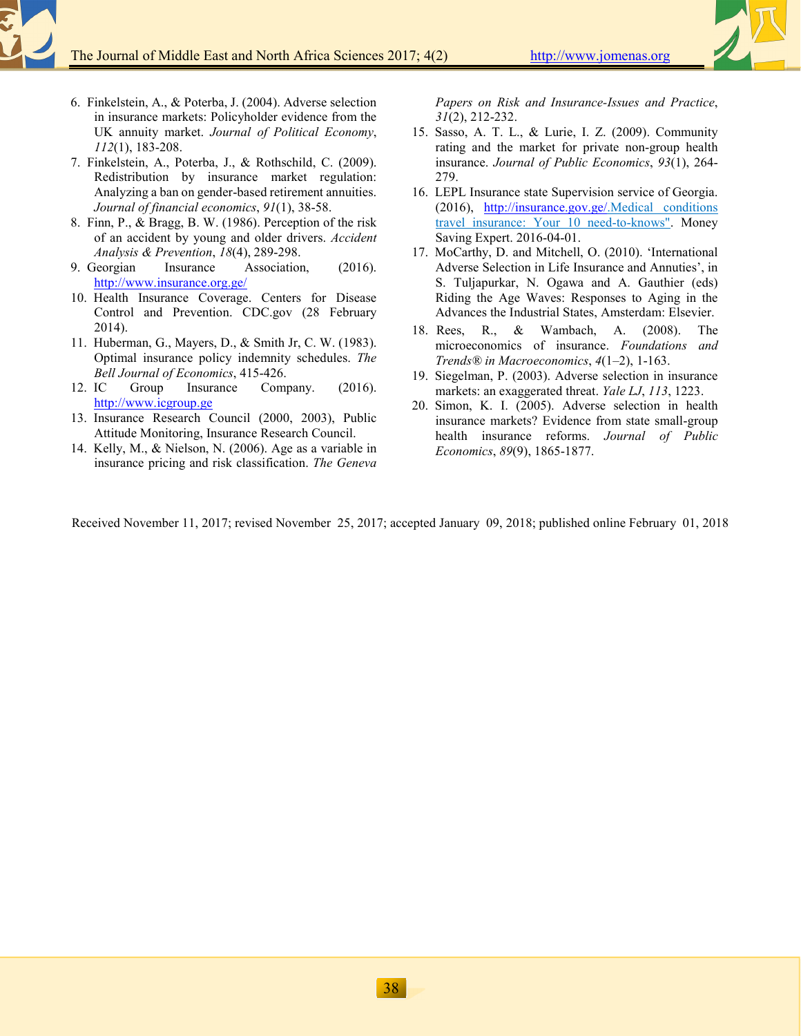6. Finkelstein, A., & Poterba, J. (2004). Adverse selection in insurance markets: Policyholder evidence from the UK annuity market. *Journal of Political Economy*, *112*(1), 183-208.
7. Finkelstein, A., Poterba, J., & Rothschild, C. (2009). Redistribution by insurance market regulation: Analyzing a ban on gender-based retirement annuities. *Journal of financial economics*, *91*(1), 38-58.
8. Finn, P., & Bragg, B. W. (1986). Perception of the risk of an accident by young and older drivers. *Accident Analysis & Prevention*, *18*(4), 289-298.
9. Georgian Insurance Association, (2016). http://www.insurance.org.ge/
10. Health Insurance Coverage. Centers for Disease Control and Prevention. CDC.gov (28 February 2014).
11. Huberman, G., Mayers, D., & Smith Jr, C. W. (1983). Optimal insurance policy indemnity schedules. *The Bell Journal of Economics*, 415-426.
12. IC Group Insurance Company. (2016). http://www.icgroup.ge
13. Insurance Research Council (2000, 2003), Public Attitude Monitoring, Insurance Research Council.
14. Kelly, M., & Nielson, N. (2006). Age as a variable in insurance pricing and risk classification. *The Geneva Papers on Risk and Insurance-Issues and Practice*, *31*(2), 212-232.
15. Sasso, A. T. L., & Lurie, I. Z. (2009). Community rating and the market for private non-group health insurance. *Journal of Public Economics*, *93*(1), 264-279.
16. LEPL Insurance state Supervision service of Georgia. (2016), http://insurance.gov.ge/.Medical conditions travel insurance: Your 10 need-to-knows". Money Saving Expert. 2016-04-01.
17. MoCarthy, D. and Mitchell, O. (2010). 'International Adverse Selection in Life Insurance and Annuties', in S. Tuljapurkar, N. Ogawa and A. Gauthier (eds) Riding the Age Waves: Responses to Aging in the Advances the Industrial States, Amsterdam: Elsevier.
18. Rees, R., & Wambach, A. (2008). The microeconomics of insurance. *Foundations and Trends® in Macroeconomics*, *4*(1–2), 1-163.
19. Siegelman, P. (2003). Adverse selection in insurance markets: an exaggerated threat. *Yale LJ*, *113*, 1223.
20. Simon, K. I. (2005). Adverse selection in health insurance markets? Evidence from state small-group health insurance reforms. *Journal of Public Economics*, *89*(9), 1865-1877.

Received November 11, 2017; revised November 25, 2017; accepted January 09, 2018; published online February 01, 2018